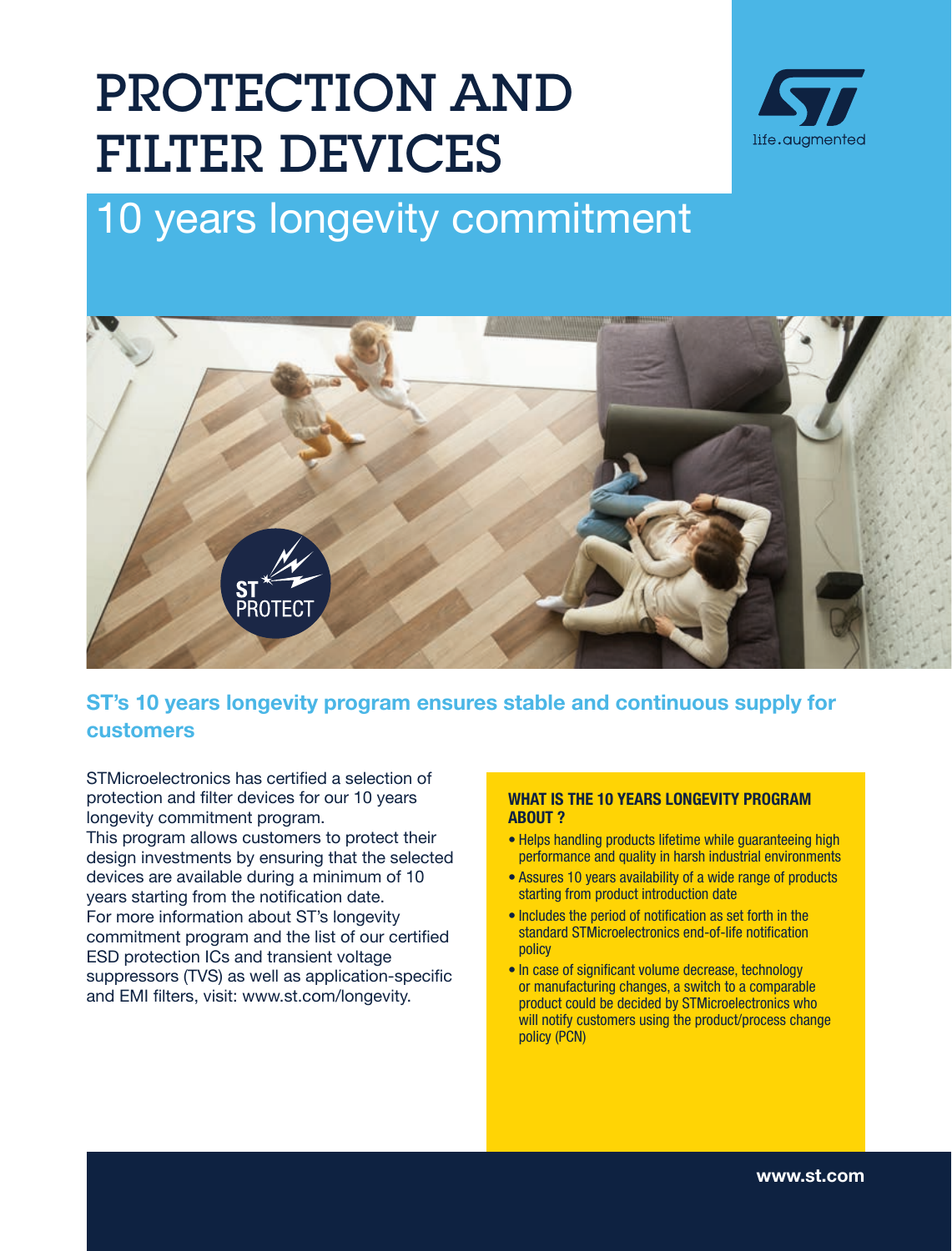# PROTECTION AND FILTER DEVICES

## 10 years longevity commitment

### ST's 10 years longevity program ensures stable and continuous supply for customers

STMicroelectronics has certified a selection of protection and filter devices for our 10 years longevity commitment program.
This program allows customers to protect their design investments by ensuring that the selected devices are available during a minimum of 10 years starting from the notification date.
For more information about ST's longevity commitment program and the list of our certified ESD protection ICs and transient voltage suppressors (TVS) as well as application-specific and EMI filters, visit: www.st.com/longevity.

**WHAT IS THE 10 YEARS LONGEVITY PROGRAM ABOUT ?**

- Helps handling products lifetime while guaranteeing high performance and quality in harsh industrial environments
- Assures 10 years availability of a wide range of products starting from product introduction date
- Includes the period of notification as set forth in the standard STMicroelectronics end-of-life notification policy
- In case of significant volume decrease, technology or manufacturing changes, a switch to a comparable product could be decided by STMicroelectronics who will notify customers using the product/process change policy (PCN)

www.st.com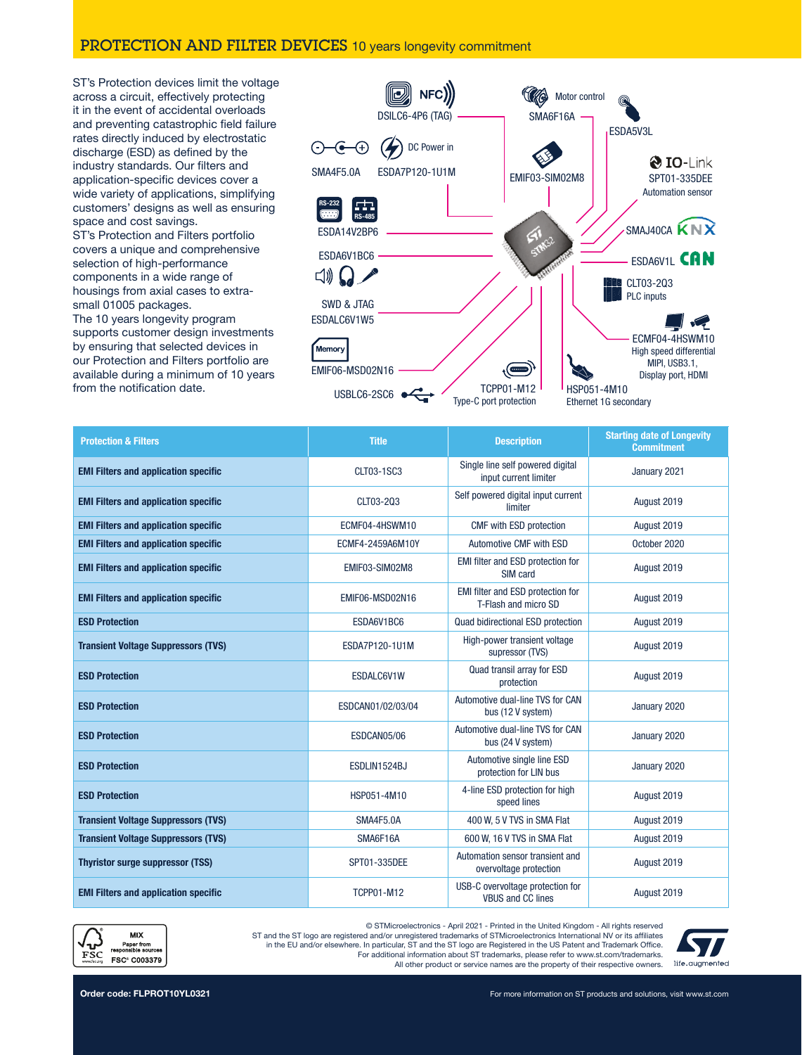## PROTECTION AND FILTER DEVICES 10 years longevity commitment

ST's Protection devices limit the voltage across a circuit, effectively protecting it in the event of accidental overloads and preventing catastrophic field failure rates directly induced by electrostatic discharge (ESD) as defined by the industry standards. Our filters and application-specific devices cover a wide variety of applications, simplifying customers' designs as well as ensuring space and cost savings.

ST's Protection and Filters portfolio covers a unique and comprehensive selection of high-performance components in a wide range of housings from axial cases to extra-small 01005 packages.

The 10 years longevity program supports customer design investments by ensuring that selected devices in our Protection and Filters portfolio are available during a minimum of 10 years from the notification date.

NFC
DSILC6-4P6 (TAG)
Motor control
SMA6F16A
ESDA5V3L
DC Power in
SMA4F5.0A
ESDA7P120-1U1M
EMIF03-SIM02M8
IO-Link
SPT01-335DEE
Automation sensor
RS-232
RS-485
ESDA14V2BP6
SMAJ40CA KNX
ESDA6V1BC6
ESDA6V1L CAN
CLT03-2Q3
PLC inputs
SWD & JTAG
ESDALC6V1W5
ECMF04-4HSWM10
High speed differential
MIPI, USB3.1,
Display port, HDMI
Memory
EMIF06-MSD02N16
USBLC6-2SC6
TCPP01-M12
Type-C port protection
HSP051-4M10
Ethernet 1G secondary

| Protection & Filters | Title | Description | Starting date of Longevity Commitment |
|---|---|---|---|
| **EMI Filters and application specific** | CLT03-1SC3 | Single line self powered digital input current limiter | January 2021 |
| **EMI Filters and application specific** | CLT03-2Q3 | Self powered digital input current limiter | August 2019 |
| **EMI Filters and application specific** | ECMF04-4HSWM10 | CMF with ESD protection | August 2019 |
| **EMI Filters and application specific** | ECMF4-2459A6M10Y | Automotive CMF with ESD | October 2020 |
| **EMI Filters and application specific** | EMIF03-SIM02M8 | EMI filter and ESD protection for SIM card | August 2019 |
| **EMI Filters and application specific** | EMIF06-MSD02N16 | EMI filter and ESD protection for T-Flash and micro SD | August 2019 |
| **ESD Protection** | ESDA6V1BC6 | Quad bidirectional ESD protection | August 2019 |
| **Transient Voltage Suppressors (TVS)** | ESDA7P120-1U1M | High-power transient voltage supressor (TVS) | August 2019 |
| **ESD Protection** | ESDALC6V1W | Quad transil array for ESD protection | August 2019 |
| **ESD Protection** | ESDCAN01/02/03/04 | Automotive dual-line TVS for CAN bus (12 V system) | January 2020 |
| **ESD Protection** | ESDCAN05/06 | Automotive dual-line TVS for CAN bus (24 V system) | January 2020 |
| **ESD Protection** | ESDLIN1524BJ | Automotive single line ESD protection for LIN bus | January 2020 |
| **ESD Protection** | HSP051-4M10 | 4-line ESD protection for high speed lines | August 2019 |
| **Transient Voltage Suppressors (TVS)** | SMA4F5.0A | 400 W, 5 V TVS in SMA Flat | August 2019 |
| **Transient Voltage Suppressors (TVS)** | SMA6F16A | 600 W, 16 V TVS in SMA Flat | August 2019 |
| **Thyristor surge suppressor (TSS)** | SPT01-335DEE | Automation sensor transient and overvoltage protection | August 2019 |
| **EMI Filters and application specific** | TCPP01-M12 | USB-C overvoltage protection for VBUS and CC lines | August 2019 |

MIX
Paper from responsible sources
FSC® C003379

© STMicroelectronics - April 2021 - Printed in the United Kingdom - All rights reserved
ST and the ST logo are registered and/or unregistered trademarks of STMicroelectronics International NV or its affiliates in the EU and/or elsewhere. In particular, ST and the ST logo are Registered in the US Patent and Trademark Office. For additional information about ST trademarks, please refer to www.st.com/trademarks.
All other product or service names are the property of their respective owners.

life.augmented

**Order code: FLPROT10YL0321**

For more information on ST products and solutions, visit www.st.com